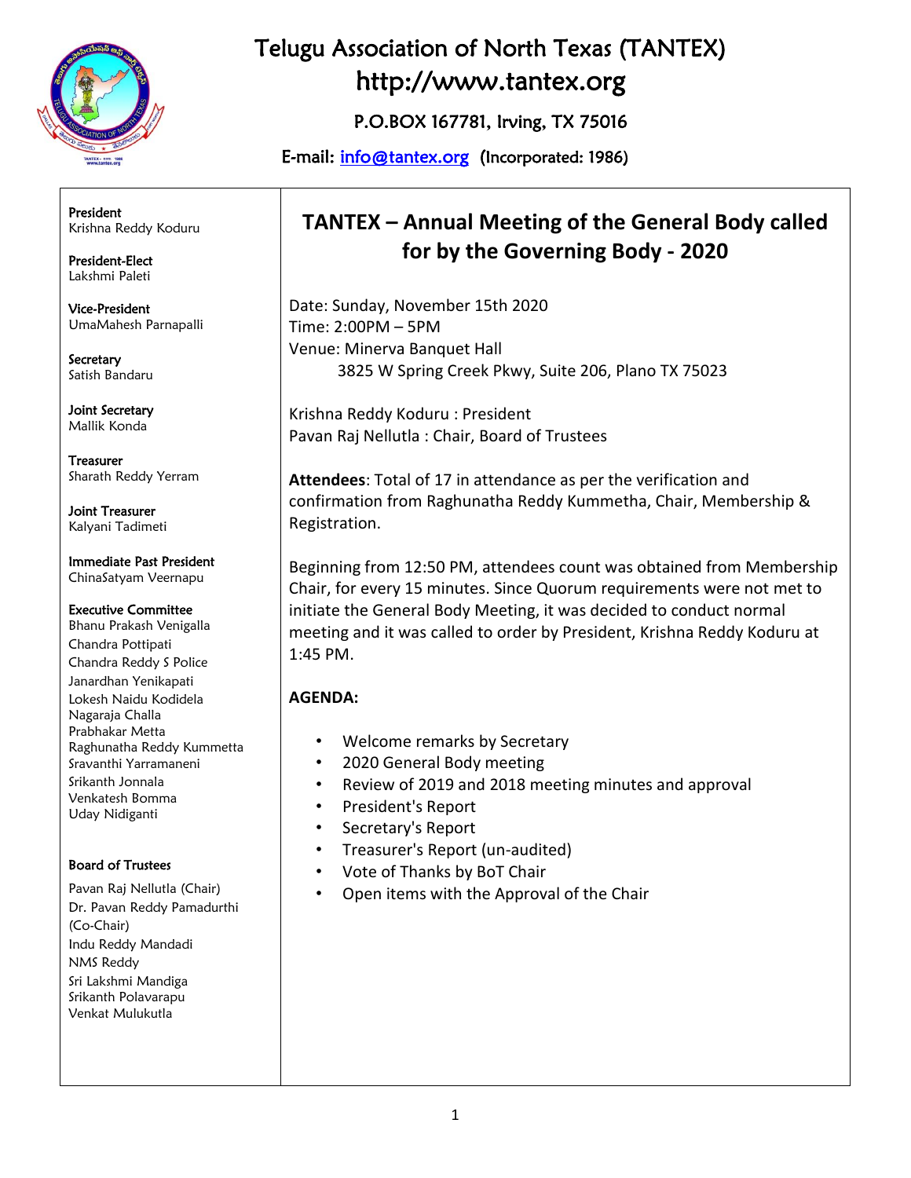# Telugu Association of North Texas (TANTEX)

http://www.tantex.org

P.O.BOX 167781, Irving, TX 75016

E-mail: info@tantex.org (Incorporated: 1986)

**President**
Krishna Reddy Koduru

**President-Elect**
Lakshmi Paleti

**Vice-President**
UmaMahesh Parnapalli

**Secretary**
Satish Bandaru

**Joint Secretary**
Mallik Konda

**Treasurer**
Sharath Reddy Yerram

**Joint Treasurer**
Kalyani Tadimeti

**Immediate Past President**
ChinaSatyam Veernapu

**Executive Committee**
Bhanu Prakash Venigalla
Chandra Pottipati
Chandra Reddy S Police
Janardhan Yenikapati
Lokesh Naidu Kodidela
Nagaraja Challa
Prabhakar Metta
Raghunatha Reddy Kummetta
Sravanthi Yarramaneni
Srikanth Jonnala
Venkatesh Bomma
Uday Nidiganti

**Board of Trustees**
Pavan Raj Nellutla (Chair)
Dr. Pavan Reddy Pamadurthi (Co-Chair)
Indu Reddy Mandadi
NMS Reddy
Sri Lakshmi Mandiga
Srikanth Polavarapu
Venkat Mulukutla

## TANTEX – Annual Meeting of the General Body called for by the Governing Body - 2020

Date: Sunday, November 15th 2020
Time: 2:00PM – 5PM
Venue: Minerva Banquet Hall
3825 W Spring Creek Pkwy, Suite 206, Plano TX 75023

Krishna Reddy Koduru : President
Pavan Raj Nellutla : Chair, Board of Trustees

**Attendees**: Total of 17 in attendance as per the verification and confirmation from Raghunatha Reddy Kummetha, Chair, Membership & Registration.

Beginning from 12:50 PM, attendees count was obtained from Membership Chair, for every 15 minutes. Since Quorum requirements were not met to initiate the General Body Meeting, it was decided to conduct normal meeting and it was called to order by President, Krishna Reddy Koduru at 1:45 PM.

**AGENDA:**

- Welcome remarks by Secretary
- 2020 General Body meeting
- Review of 2019 and 2018 meeting minutes and approval
- President's Report
- Secretary's Report
- Treasurer's Report (un-audited)
- Vote of Thanks by BoT Chair
- Open items with the Approval of the Chair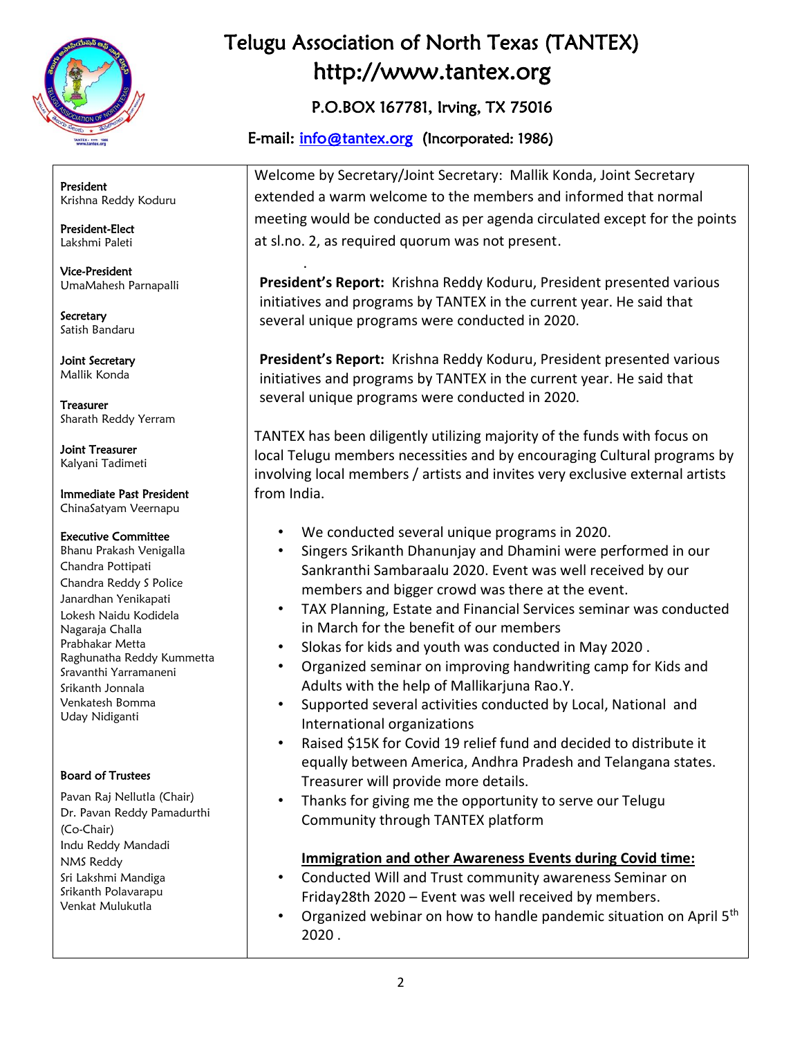# Telugu Association of North Texas (TANTEX)

http://www.tantex.org

P.O.BOX 167781, Irving, TX 75016

E-mail: info@tantex.org (Incorporated: 1986)

**President**
Krishna Reddy Koduru

**President-Elect**
Lakshmi Paleti

**Vice-President**
UmaMahesh Parnapalli

**Secretary**
Satish Bandaru

**Joint Secretary**
Mallik Konda

**Treasurer**
Sharath Reddy Yerram

**Joint Treasurer**
Kalyani Tadimeti

**Immediate Past President**
ChinaSatyam Veernapu

**Executive Committee**
Bhanu Prakash Venigalla
Chandra Pottipati
Chandra Reddy S Police
Janardhan Yenikapati
Lokesh Naidu Kodidela
Nagaraja Challa
Prabhakar Metta
Raghunatha Reddy Kummetta
Sravanthi Yarramaneni
Srikanth Jonnala
Venkatesh Bomma
Uday Nidiganti

**Board of Trustees**
Pavan Raj Nellutla (Chair)
Dr. Pavan Reddy Pamadurthi (Co-Chair)
Indu Reddy Mandadi
NMS Reddy
Sri Lakshmi Mandiga
Srikanth Polavarapu
Venkat Mulukutla

Welcome by Secretary/Joint Secretary: Mallik Konda, Joint Secretary extended a warm welcome to the members and informed that normal meeting would be conducted as per agenda circulated except for the points at sl.no. 2, as required quorum was not present.

**President's Report:** Krishna Reddy Koduru, President presented various initiatives and programs by TANTEX in the current year. He said that several unique programs were conducted in 2020.

**President's Report:** Krishna Reddy Koduru, President presented various initiatives and programs by TANTEX in the current year. He said that several unique programs were conducted in 2020.

TANTEX has been diligently utilizing majority of the funds with focus on local Telugu members necessities and by encouraging Cultural programs by involving local members / artists and invites very exclusive external artists from India.

- We conducted several unique programs in 2020.
- Singers Srikanth Dhanunjay and Dhamini were performed in our Sankranthi Sambaraalu 2020. Event was well received by our members and bigger crowd was there at the event.
- TAX Planning, Estate and Financial Services seminar was conducted in March for the benefit of our members
- Slokas for kids and youth was conducted in May 2020 .
- Organized seminar on improving handwriting camp for Kids and Adults with the help of Mallikarjuna Rao.Y.
- Supported several activities conducted by Local, National and International organizations
- Raised $15K for Covid 19 relief fund and decided to distribute it equally between America, Andhra Pradesh and Telangana states. Treasurer will provide more details.
- Thanks for giving me the opportunity to serve our Telugu Community through TANTEX platform

**Immigration and other Awareness Events during Covid time:**

- Conducted Will and Trust community awareness Seminar on Friday28th 2020 – Event was well received by members.
- Organized webinar on how to handle pandemic situation on April 5th 2020 .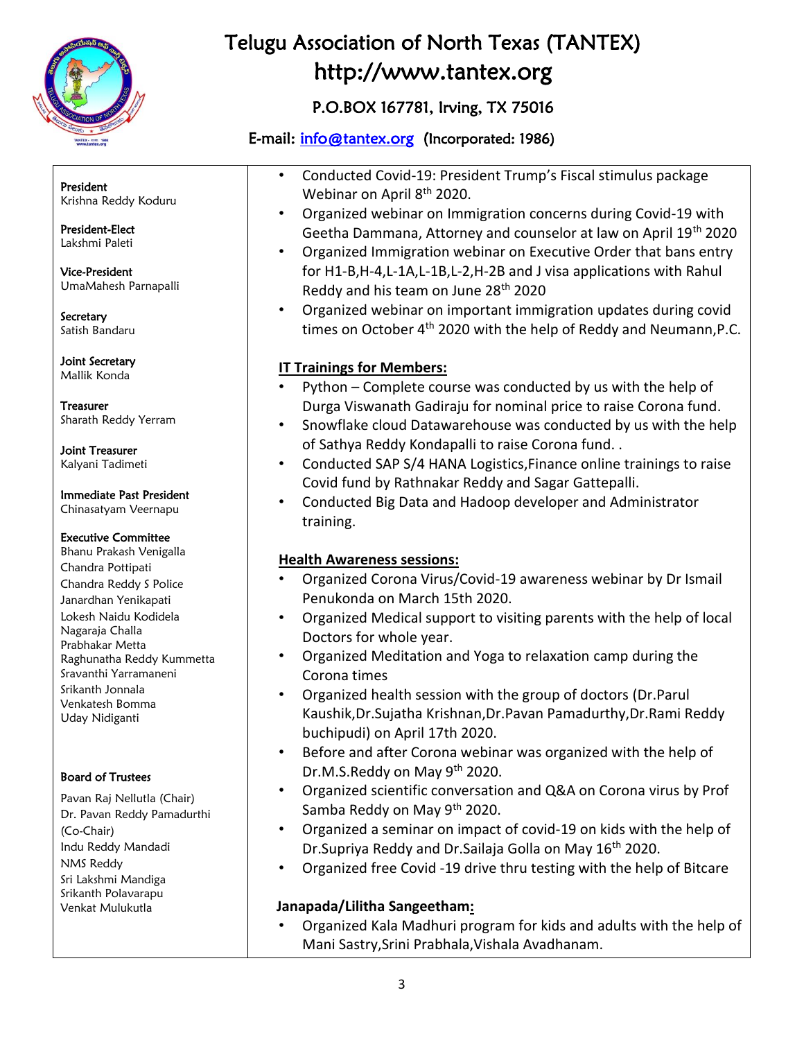# Telugu Association of North Texas (TANTEX)

## http://www.tantex.org

P.O.BOX 167781, Irving, TX 75016

E-mail: info@tantex.org (Incorporated: 1986)

**President**
Krishna Reddy Koduru

**President-Elect**
Lakshmi Paleti

**Vice-President**
UmaMahesh Parnapalli

**Secretary**
Satish Bandaru

**Joint Secretary**
Mallik Konda

**Treasurer**
Sharath Reddy Yerram

**Joint Treasurer**
Kalyani Tadimeti

**Immediate Past President**
Chinasatyam Veernapu

**Executive Committee**
Bhanu Prakash Venigalla
Chandra Pottipati
Chandra Reddy S Police
Janardhan Yenikapati
Lokesh Naidu Kodidela
Nagaraja Challa
Prabhakar Metta
Raghunatha Reddy Kummetta
Sravanthi Yarramaneni
Srikanth Jonnala
Venkatesh Bomma
Uday Nidiganti

**Board of Trustees**
Pavan Raj Nellutla (Chair)
Dr. Pavan Reddy Pamadurthi (Co-Chair)
Indu Reddy Mandadi
NMS Reddy
Sri Lakshmi Mandiga
Srikanth Polavarapu
Venkat Mulukutla

- Conducted Covid-19: President Trump's Fiscal stimulus package Webinar on April 8th 2020.
- Organized webinar on Immigration concerns during Covid-19 with Geetha Dammana, Attorney and counselor at law on April 19th 2020
- Organized Immigration webinar on Executive Order that bans entry for H1-B,H-4,L-1A,L-1B,L-2,H-2B and J visa applications with Rahul Reddy and his team on June 28th 2020
- Organized webinar on important immigration updates during covid times on October 4th 2020 with the help of Reddy and Neumann,P.C.

**IT Trainings for Members:**

- Python – Complete course was conducted by us with the help of Durga Viswanath Gadiraju for nominal price to raise Corona fund.
- Snowflake cloud Datawarehouse was conducted by us with the help of Sathya Reddy Kondapalli to raise Corona fund. .
- Conducted SAP S/4 HANA Logistics,Finance online trainings to raise Covid fund by Rathnakar Reddy and Sagar Gattepalli.
- Conducted Big Data and Hadoop developer and Administrator training.

**Health Awareness sessions:**

- Organized Corona Virus/Covid-19 awareness webinar by Dr Ismail Penukonda on March 15th 2020.
- Organized Medical support to visiting parents with the help of local Doctors for whole year.
- Organized Meditation and Yoga to relaxation camp during the Corona times
- Organized health session with the group of doctors (Dr.Parul Kaushik,Dr.Sujatha Krishnan,Dr.Pavan Pamadurthy,Dr.Rami Reddy buchipudi) on April 17th 2020.
- Before and after Corona webinar was organized with the help of Dr.M.S.Reddy on May 9th 2020.
- Organized scientific conversation and Q&A on Corona virus by Prof Samba Reddy on May 9th 2020.
- Organized a seminar on impact of covid-19 on kids with the help of Dr.Supriya Reddy and Dr.Sailaja Golla on May 16th 2020.
- Organized free Covid -19 drive thru testing with the help of Bitcare

**Janapada/Lilitha Sangeetham:**

- Organized Kala Madhuri program for kids and adults with the help of Mani Sastry,Srini Prabhala,Vishala Avadhanam.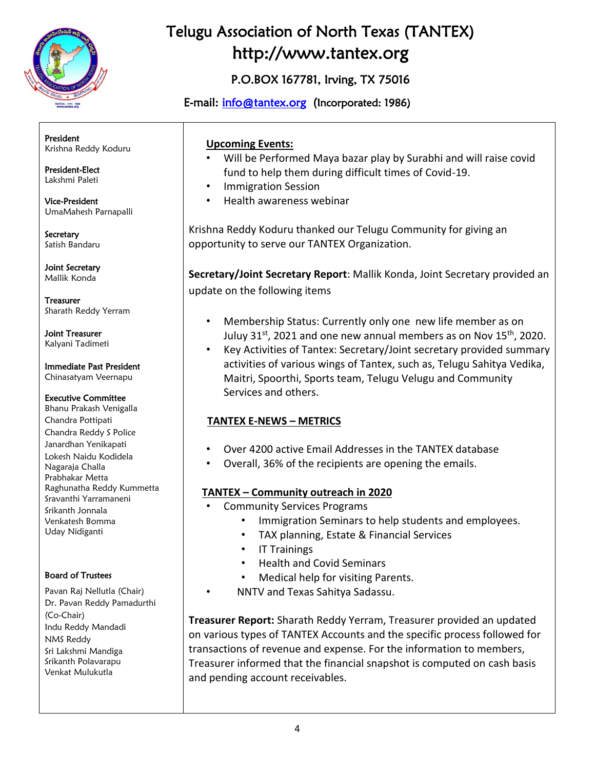# Telugu Association of North Texas (TANTEX)

http://www.tantex.org

P.O.BOX 167781, Irving, TX 75016

E-mail: info@tantex.org (Incorporated: 1986)

**President**
Krishna Reddy Koduru

**President-Elect**
Lakshmi Paleti

**Vice-President**
UmaMahesh Parnapalli

**Secretary**
Satish Bandaru

**Joint Secretary**
Mallik Konda

**Treasurer**
Sharath Reddy Yerram

**Joint Treasurer**
Kalyani Tadimeti

**Immediate Past President**
Chinasatyam Veernapu

**Executive Committee**
Bhanu Prakash Venigalla
Chandra Pottipati
Chandra Reddy S Police
Janardhan Yenikapati
Lokesh Naidu Kodidela
Nagaraja Challa
Prabhakar Metta
Raghunatha Reddy Kummetta
Sravanthi Yarramaneni
Srikanth Jonnala
Venkatesh Bomma
Uday Nidiganti

**Board of Trustees**
Pavan Raj Nellutla (Chair)
Dr. Pavan Reddy Pamadurthi (Co-Chair)
Indu Reddy Mandadi
NMS Reddy
Sri Lakshmi Mandiga
Srikanth Polavarapu
Venkat Mulukutla

**Upcoming Events:**

- Will be Performed Maya bazar play by Surabhi and will raise covid fund to help them during difficult times of Covid-19.
- Immigration Session
- Health awareness webinar

Krishna Reddy Koduru thanked our Telugu Community for giving an opportunity to serve our TANTEX Organization.

**Secretary/Joint Secretary Report**: Mallik Konda, Joint Secretary provided an update on the following items

- Membership Status: Currently only one new life member as on Juluy 31st, 2021 and one new annual members as on Nov 15th, 2020.
- Key Activities of Tantex: Secretary/Joint secretary provided summary activities of various wings of Tantex, such as, Telugu Sahitya Vedika, Maitri, Spoorthi, Sports team, Telugu Velugu and Community Services and others.

**TANTEX E-NEWS – METRICS**

- Over 4200 active Email Addresses in the TANTEX database
- Overall, 36% of the recipients are opening the emails.

**TANTEX – Community outreach in 2020**

- Community Services Programs
  - Immigration Seminars to help students and employees.
  - TAX planning, Estate & Financial Services
  - IT Trainings
  - Health and Covid Seminars
  - Medical help for visiting Parents.
- NNTV and Texas Sahitya Sadassu.

**Treasurer Report:** Sharath Reddy Yerram, Treasurer provided an updated on various types of TANTEX Accounts and the specific process followed for transactions of revenue and expense. For the information to members, Treasurer informed that the financial snapshot is computed on cash basis and pending account receivables.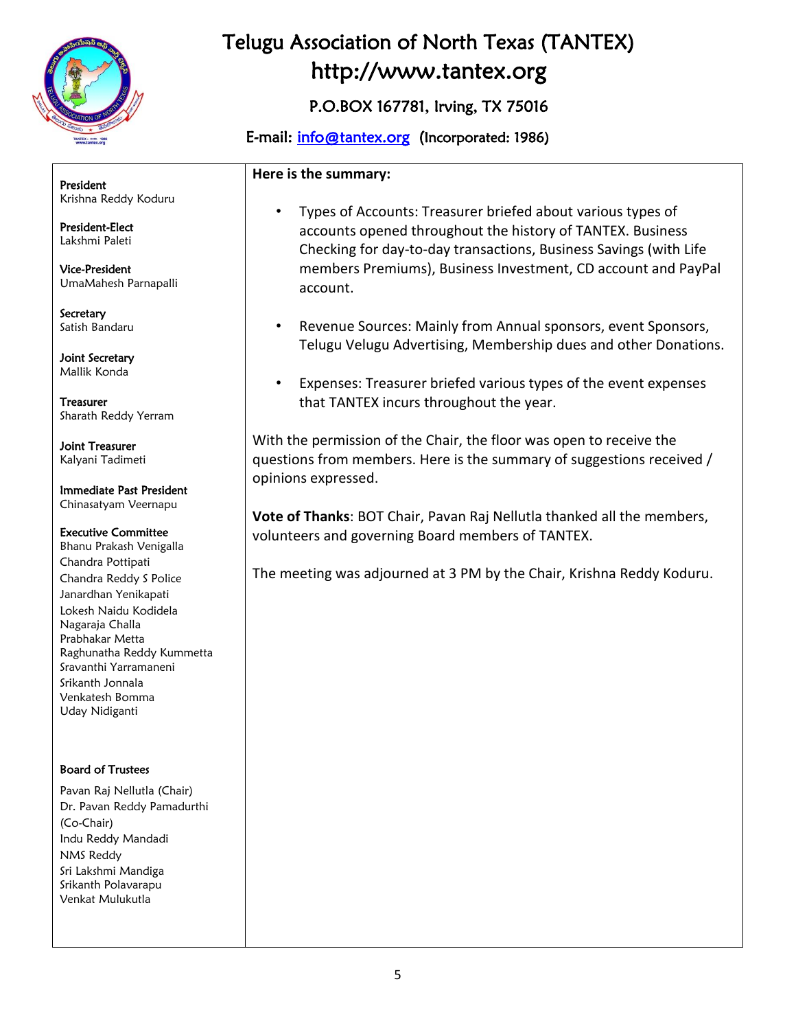# Telugu Association of North Texas (TANTEX)

http://www.tantex.org

P.O.BOX 167781, Irving, TX 75016

E-mail: info@tantex.org (Incorporated: 1986)

**President**
Krishna Reddy Koduru

**President-Elect**
Lakshmi Paleti

**Vice-President**
UmaMahesh Parnapalli

**Secretary**
Satish Bandaru

**Joint Secretary**
Mallik Konda

**Treasurer**
Sharath Reddy Yerram

**Joint Treasurer**
Kalyani Tadimeti

**Immediate Past President**
Chinasatyam Veernapu

**Executive Committee**
Bhanu Prakash Venigalla
Chandra Pottipati
Chandra Reddy S Police
Janardhan Yenikapati
Lokesh Naidu Kodidela
Nagaraja Challa
Prabhakar Metta
Raghunatha Reddy Kummetta
Sravanthi Yarramaneni
Srikanth Jonnala
Venkatesh Bomma
Uday Nidiganti

**Board of Trustees**
Pavan Raj Nellutla (Chair)
Dr. Pavan Reddy Pamadurthi (Co-Chair)
Indu Reddy Mandadi
NMS Reddy
Sri Lakshmi Mandiga
Srikanth Polavarapu
Venkat Mulukutla

**Here is the summary:**

- Types of Accounts: Treasurer briefed about various types of accounts opened throughout the history of TANTEX. Business Checking for day-to-day transactions, Business Savings (with Life members Premiums), Business Investment, CD account and PayPal account.

- Revenue Sources: Mainly from Annual sponsors, event Sponsors, Telugu Velugu Advertising, Membership dues and other Donations.

- Expenses: Treasurer briefed various types of the event expenses that TANTEX incurs throughout the year.

With the permission of the Chair, the floor was open to receive the questions from members. Here is the summary of suggestions received / opinions expressed.

**Vote of Thanks**: BOT Chair, Pavan Raj Nellutla thanked all the members, volunteers and governing Board members of TANTEX.

The meeting was adjourned at 3 PM by the Chair, Krishna Reddy Koduru.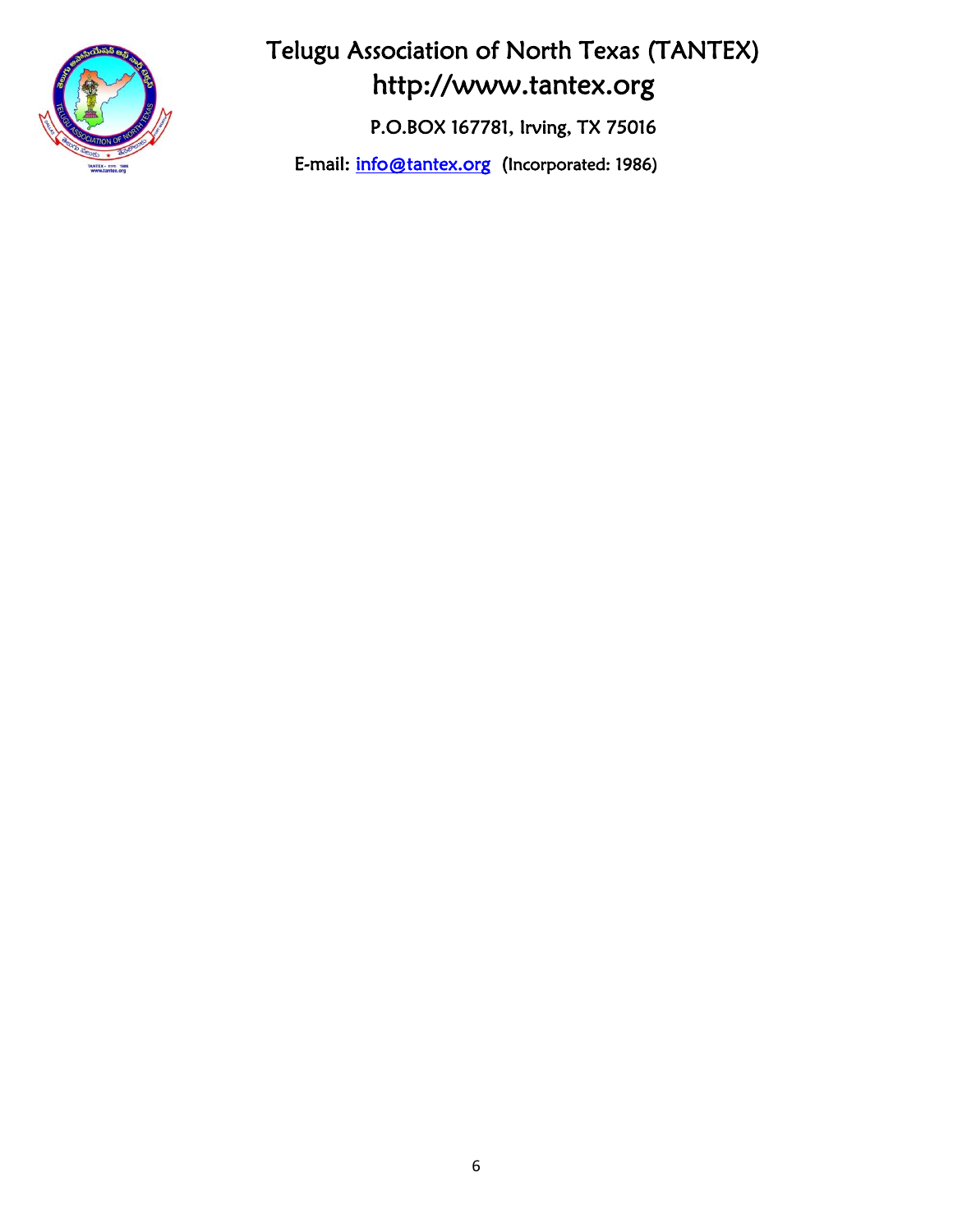# Telugu Association of North Texas (TANTEX)

http://www.tantex.org

P.O.BOX 167781, Irving, TX 75016

E-mail: info@tantex.org (Incorporated: 1986)